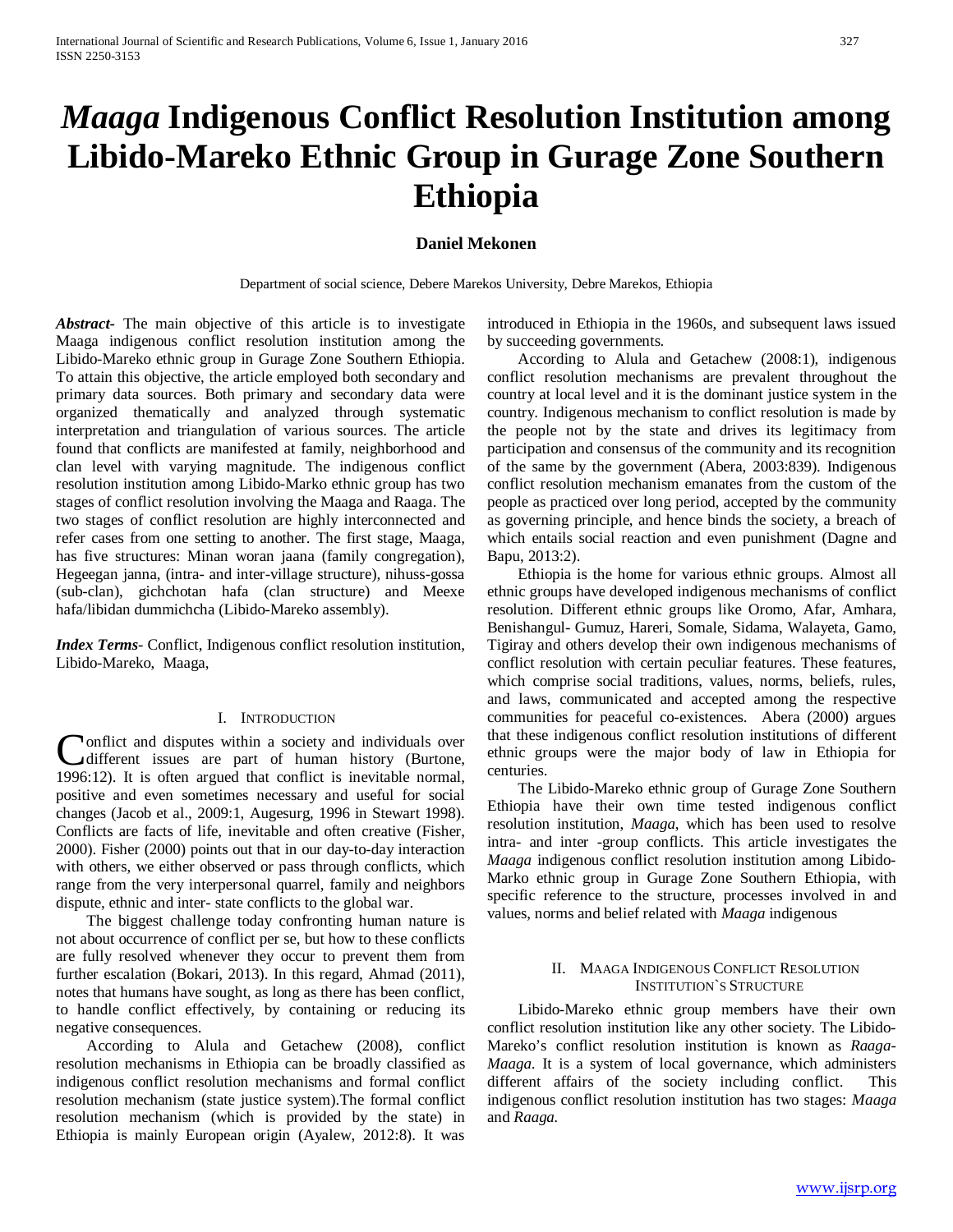# *Maaga* Indigenous Conflict Resolution Institution among Libido-Mareko Ethnic Group in Gurage Zone Southern Ethiopia

**Daniel Mekonen**

Department of social science, Debere Marekos University, Debre Marekos, Ethiopia

***Abstract***- The main objective of this article is to investigate Maaga indigenous conflict resolution institution among the Libido-Mareko ethnic group in Gurage Zone Southern Ethiopia. To attain this objective, the article employed both secondary and primary data sources. Both primary and secondary data were organized thematically and analyzed through systematic interpretation and triangulation of various sources. The article found that conflicts are manifested at family, neighborhood and clan level with varying magnitude. The indigenous conflict resolution institution among Libido-Marko ethnic group has two stages of conflict resolution involving the Maaga and Raaga. The two stages of conflict resolution are highly interconnected and refer cases from one setting to another. The first stage, Maaga, has five structures: Minan woran jaana (family congregation), Hegeegan janna, (intra- and inter-village structure), nihuss-gossa (sub-clan), gichchotan hafa (clan structure) and Meexe hafa/libidan dummichcha (Libido-Mareko assembly).

***Index Terms***- Conflict, Indigenous conflict resolution institution, Libido-Mareko, Maaga,

## I. Introduction

Conflict and disputes within a society and individuals over different issues are part of human history (Burtone, 1996:12). It is often argued that conflict is inevitable normal, positive and even sometimes necessary and useful for social changes (Jacob et al., 2009:1, Augesurg, 1996 in Stewart 1998). Conflicts are facts of life, inevitable and often creative (Fisher, 2000). Fisher (2000) points out that in our day-to-day interaction with others, we either observed or pass through conflicts, which range from the very interpersonal quarrel, family and neighbors dispute, ethnic and inter- state conflicts to the global war.

The biggest challenge today confronting human nature is not about occurrence of conflict per se, but how to these conflicts are fully resolved whenever they occur to prevent them from further escalation (Bokari, 2013). In this regard, Ahmad (2011), notes that humans have sought, as long as there has been conflict, to handle conflict effectively, by containing or reducing its negative consequences.

According to Alula and Getachew (2008), conflict resolution mechanisms in Ethiopia can be broadly classified as indigenous conflict resolution mechanisms and formal conflict resolution mechanism (state justice system).The formal conflict resolution mechanism (which is provided by the state) in Ethiopia is mainly European origin (Ayalew, 2012:8). It was introduced in Ethiopia in the 1960s, and subsequent laws issued by succeeding governments.

According to Alula and Getachew (2008:1), indigenous conflict resolution mechanisms are prevalent throughout the country at local level and it is the dominant justice system in the country. Indigenous mechanism to conflict resolution is made by the people not by the state and drives its legitimacy from participation and consensus of the community and its recognition of the same by the government (Abera, 2003:839). Indigenous conflict resolution mechanism emanates from the custom of the people as practiced over long period, accepted by the community as governing principle, and hence binds the society, a breach of which entails social reaction and even punishment (Dagne and Bapu, 2013:2).

Ethiopia is the home for various ethnic groups. Almost all ethnic groups have developed indigenous mechanisms of conflict resolution. Different ethnic groups like Oromo, Afar, Amhara, Benishangul- Gumuz, Hareri, Somale, Sidama, Walayeta, Gamo, Tigiray and others develop their own indigenous mechanisms of conflict resolution with certain peculiar features. These features, which comprise social traditions, values, norms, beliefs, rules, and laws, communicated and accepted among the respective communities for peaceful co-existences. Abera (2000) argues that these indigenous conflict resolution institutions of different ethnic groups were the major body of law in Ethiopia for centuries.

The Libido-Mareko ethnic group of Gurage Zone Southern Ethiopia have their own time tested indigenous conflict resolution institution, *Maaga*, which has been used to resolve intra- and inter -group conflicts. This article investigates the *Maaga* indigenous conflict resolution institution among Libido-Marko ethnic group in Gurage Zone Southern Ethiopia, with specific reference to the structure, processes involved in and values, norms and belief related with *Maaga* indigenous

## II. Maaga Indigenous Conflict Resolution Institution`s Structure

Libido-Mareko ethnic group members have their own conflict resolution institution like any other society. The Libido-Mareko's conflict resolution institution is known as *Raaga-Maaga.* It is a system of local governance, which administers different affairs of the society including conflict. This indigenous conflict resolution institution has two stages: *Maaga* and *Raaga.*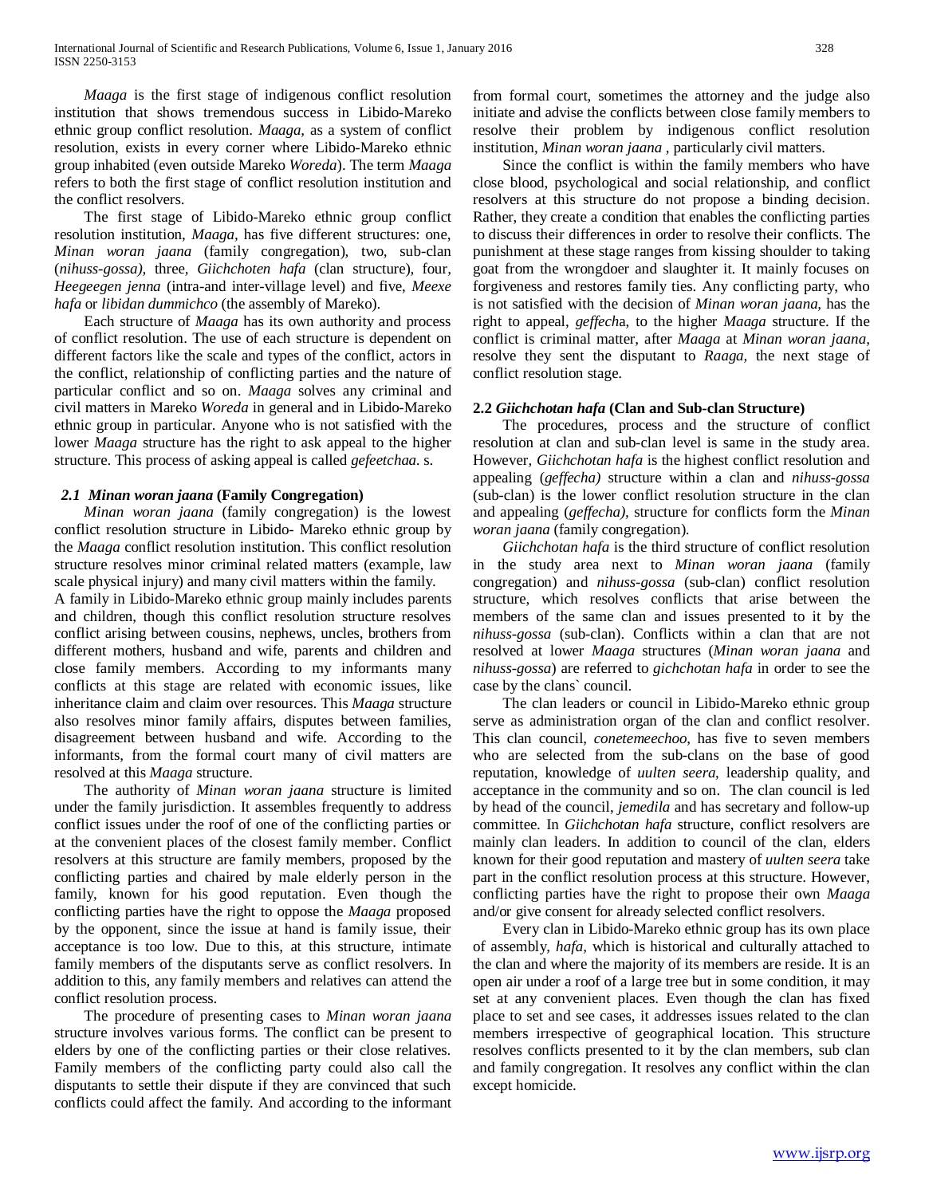*Maaga* is the first stage of indigenous conflict resolution institution that shows tremendous success in Libido-Mareko ethnic group conflict resolution. *Maaga*, as a system of conflict resolution, exists in every corner where Libido-Mareko ethnic group inhabited (even outside Mareko *Woreda*). The term *Maaga* refers to both the first stage of conflict resolution institution and the conflict resolvers.

The first stage of Libido-Mareko ethnic group conflict resolution institution, *Maaga*, has five different structures: one, *Minan woran jaana* (family congregation), two, sub-clan (*nihuss-gossa),* three, *Giichchoten hafa* (clan structure), four, *Heegeegen jenna* (intra-and inter-village level) and five, *Meexe hafa* or *libidan dummichco* (the assembly of Mareko).

Each structure of *Maaga* has its own authority and process of conflict resolution. The use of each structure is dependent on different factors like the scale and types of the conflict, actors in the conflict, relationship of conflicting parties and the nature of particular conflict and so on. *Maaga* solves any criminal and civil matters in Mareko *Woreda* in general and in Libido-Mareko ethnic group in particular. Anyone who is not satisfied with the lower *Maaga* structure has the right to ask appeal to the higher structure. This process of asking appeal is called *gefeetchaa*. s.

### 2.1 *Minan woran jaana* (Family Congregation)

*Minan woran jaana* (family congregation) is the lowest conflict resolution structure in Libido- Mareko ethnic group by the *Maaga* conflict resolution institution. This conflict resolution structure resolves minor criminal related matters (example, law scale physical injury) and many civil matters within the family.
A family in Libido-Mareko ethnic group mainly includes parents and children, though this conflict resolution structure resolves conflict arising between cousins, nephews, uncles, brothers from different mothers, husband and wife, parents and children and close family members. According to my informants many conflicts at this stage are related with economic issues, like inheritance claim and claim over resources. This *Maaga* structure also resolves minor family affairs, disputes between families, disagreement between husband and wife. According to the informants, from the formal court many of civil matters are resolved at this *Maaga* structure.

The authority of *Minan woran jaana* structure is limited under the family jurisdiction. It assembles frequently to address conflict issues under the roof of one of the conflicting parties or at the convenient places of the closest family member. Conflict resolvers at this structure are family members, proposed by the conflicting parties and chaired by male elderly person in the family, known for his good reputation. Even though the conflicting parties have the right to oppose the *Maaga* proposed by the opponent, since the issue at hand is family issue, their acceptance is too low. Due to this, at this structure, intimate family members of the disputants serve as conflict resolvers. In addition to this, any family members and relatives can attend the conflict resolution process.

The procedure of presenting cases to *Minan woran jaana* structure involves various forms. The conflict can be present to elders by one of the conflicting parties or their close relatives. Family members of the conflicting party could also call the disputants to settle their dispute if they are convinced that such conflicts could affect the family. And according to the informant from formal court, sometimes the attorney and the judge also initiate and advise the conflicts between close family members to resolve their problem by indigenous conflict resolution institution, *Minan woran jaana* , particularly civil matters.

Since the conflict is within the family members who have close blood, psychological and social relationship, and conflict resolvers at this structure do not propose a binding decision. Rather, they create a condition that enables the conflicting parties to discuss their differences in order to resolve their conflicts. The punishment at these stage ranges from kissing shoulder to taking goat from the wrongdoer and slaughter it. It mainly focuses on forgiveness and restores family ties. Any conflicting party, who is not satisfied with the decision of *Minan woran jaana*, has the right to appeal, *geffech*a, to the higher *Maaga* structure. If the conflict is criminal matter, after *Maaga* at *Minan woran jaana,* resolve they sent the disputant to *Raaga,* the next stage of conflict resolution stage.

### 2.2 *Giichchotan hafa* (Clan and Sub-clan Structure)

The procedures, process and the structure of conflict resolution at clan and sub-clan level is same in the study area. However, *Giichchotan hafa* is the highest conflict resolution and appealing (*geffecha)* structure within a clan and *nihuss-gossa* (sub-clan) is the lower conflict resolution structure in the clan and appealing (*geffecha),* structure for conflicts form the *Minan woran jaana* (family congregation).

*Giichchotan hafa* is the third structure of conflict resolution in the study area next to *Minan woran jaana* (family congregation) and *nihuss-gossa* (sub-clan) conflict resolution structure, which resolves conflicts that arise between the members of the same clan and issues presented to it by the *nihuss-gossa* (sub-clan). Conflicts within a clan that are not resolved at lower *Maaga* structures (*Minan woran jaana* and *nihuss-gossa*) are referred to *gichchotan hafa* in order to see the case by the clans` council.

The clan leaders or council in Libido-Mareko ethnic group serve as administration organ of the clan and conflict resolver. This clan council, *conetemeechoo*, has five to seven members who are selected from the sub-clans on the base of good reputation, knowledge of *uulten seera*, leadership quality, and acceptance in the community and so on. The clan council is led by head of the council, *jemedila* and has secretary and follow-up committee. In *Giichchotan hafa* structure, conflict resolvers are mainly clan leaders. In addition to council of the clan, elders known for their good reputation and mastery of *uulten seera* take part in the conflict resolution process at this structure. However, conflicting parties have the right to propose their own *Maaga* and/or give consent for already selected conflict resolvers.

Every clan in Libido-Mareko ethnic group has its own place of assembly, *hafa,* which is historical and culturally attached to the clan and where the majority of its members are reside. It is an open air under a roof of a large tree but in some condition, it may set at any convenient places. Even though the clan has fixed place to set and see cases, it addresses issues related to the clan members irrespective of geographical location. This structure resolves conflicts presented to it by the clan members, sub clan and family congregation. It resolves any conflict within the clan except homicide.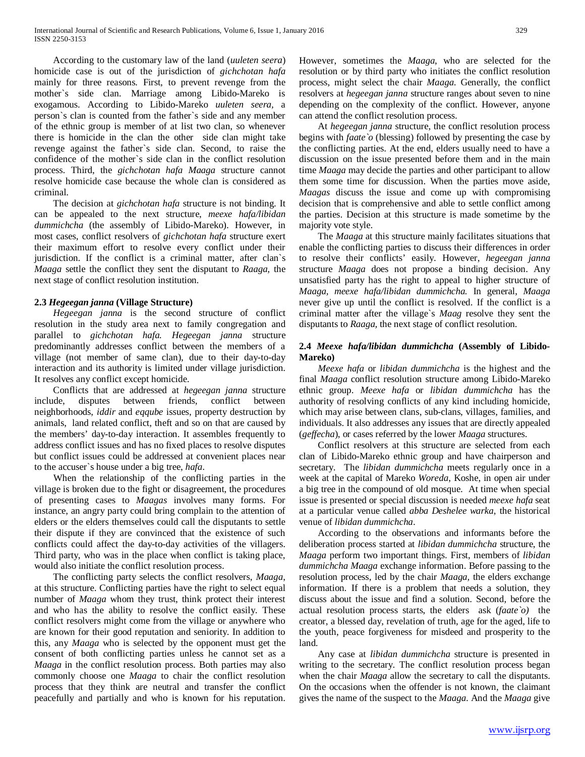According to the customary law of the land (*uuleten seera*) homicide case is out of the jurisdiction of *gichchotan hafa* mainly for three reasons. First, to prevent revenge from the mother`s side clan. Marriage among Libido-Mareko is exogamous. According to Libido-Mareko *uuleten seera,* a person`s clan is counted from the father`s side and any member of the ethnic group is member of at list two clan, so whenever there is homicide in the clan the other side clan might take revenge against the father`s side clan. Second, to raise the confidence of the mother`s side clan in the conflict resolution process. Third, the *gichchotan hafa Maaga* structure cannot resolve homicide case because the whole clan is considered as criminal.

The decision at *gichchotan hafa* structure is not binding. It can be appealed to the next structure, *meexe hafa/libidan dummichcha* (the assembly of Libido-Mareko). However, in most cases, conflict resolvers of *gichchotan hafa* structure exert their maximum effort to resolve every conflict under their jurisdiction. If the conflict is a criminal matter, after clan`s *Maaga* settle the conflict they sent the disputant to *Raaga*, the next stage of conflict resolution institution.

### 2.3 *Hegeegan janna* (Village Structure)

*Hegeegan janna* is the second structure of conflict resolution in the study area next to family congregation and parallel to *gichchotan hafa. Hegeegan janna* structure predominantly addresses conflict between the members of a village (not member of same clan), due to their day-to-day interaction and its authority is limited under village jurisdiction. It resolves any conflict except homicide.

Conflicts that are addressed at *hegeegan janna* structure include, disputes between friends, conflict between neighborhoods, *iddir* and *eqqube* issues, property destruction by animals, land related conflict, theft and so on that are caused by the members' day-to-day interaction. It assembles frequently to address conflict issues and has no fixed places to resolve disputes but conflict issues could be addressed at convenient places near to the accuser`s house under a big tree, *hafa*.

When the relationship of the conflicting parties in the village is broken due to the fight or disagreement, the procedures of presenting cases to *Maagas* involves many forms. For instance, an angry party could bring complain to the attention of elders or the elders themselves could call the disputants to settle their dispute if they are convinced that the existence of such conflicts could affect the day-to-day activities of the villagers. Third party, who was in the place when conflict is taking place, would also initiate the conflict resolution process.

The conflicting party selects the conflict resolvers, *Maaga*, at this structure. Conflicting parties have the right to select equal number of *Maaga* whom they trust, think protect their interest and who has the ability to resolve the conflict easily. These conflict resolvers might come from the village or anywhere who are known for their good reputation and seniority. In addition to this, any *Maaga* who is selected by the opponent must get the consent of both conflicting parties unless he cannot set as a *Maaga* in the conflict resolution process. Both parties may also commonly choose one *Maaga* to chair the conflict resolution process that they think are neutral and transfer the conflict peacefully and partially and who is known for his reputation. However, sometimes the *Maaga*, who are selected for the resolution or by third party who initiates the conflict resolution process, might select the chair *Maaga*. Generally, the conflict resolvers at *hegeegan janna* structure ranges about seven to nine depending on the complexity of the conflict. However, anyone can attend the conflict resolution process.

At *hegeegan janna* structure, the conflict resolution process begins with *faate`o* (blessing) followed by presenting the case by the conflicting parties. At the end, elders usually need to have a discussion on the issue presented before them and in the main time *Maaga* may decide the parties and other participant to allow them some time for discussion. When the parties move aside, *Maagas* discuss the issue and come up with compromising decision that is comprehensive and able to settle conflict among the parties. Decision at this structure is made sometime by the majority vote style.

The *Maaga* at this structure mainly facilitates situations that enable the conflicting parties to discuss their differences in order to resolve their conflicts' easily. However, *hegeegan janna* structure *Maaga* does not propose a binding decision. Any unsatisfied party has the right to appeal to higher structure of *Maaga, meexe hafa/libidan dummichcha.* In general, *Maaga* never give up until the conflict is resolved. If the conflict is a criminal matter after the village`s *Maag* resolve they sent the disputants to *Raaga,* the next stage of conflict resolution.

### 2.4 *Meexe hafa/libidan dummichcha* (Assembly of Libido-Mareko)

*Meexe hafa* or *libidan dummichcha* is the highest and the final *Maaga* conflict resolution structure among Libido-Mareko ethnic group. *Meexe hafa* or *libidan dummichcha* has the authority of resolving conflicts of any kind including homicide, which may arise between clans, sub-clans, villages, families, and individuals. It also addresses any issues that are directly appealed (*geffecha*), or cases referred by the lower *Maaga* structures.

Conflict resolvers at this structure are selected from each clan of Libido-Mareko ethnic group and have chairperson and secretary. The *libidan dummichcha* meets regularly once in a week at the capital of Mareko *Woreda*, Koshe, in open air under a big tree in the compound of old mosque. At time when special issue is presented or special discussion is needed *meexe hafa* seat at a particular venue called *abba Deshelee warka,* the historical venue of *libidan dummichcha*.

According to the observations and informants before the deliberation process started at *libidan dummichcha* structure, the *Maaga* perform two important things. First, members of *libidan dummichcha Maaga* exchange information. Before passing to the resolution process, led by the chair *Maaga,* the elders exchange information. If there is a problem that needs a solution, they discuss about the issue and find a solution. Second, before the actual resolution process starts, the elders ask (*faate`o)* the creator, a blessed day, revelation of truth, age for the aged, life to the youth, peace forgiveness for misdeed and prosperity to the land.

Any case at *libidan dummichcha* structure is presented in writing to the secretary. The conflict resolution process began when the chair *Maaga* allow the secretary to call the disputants. On the occasions when the offender is not known, the claimant gives the name of the suspect to the *Maaga*. And the *Maaga* give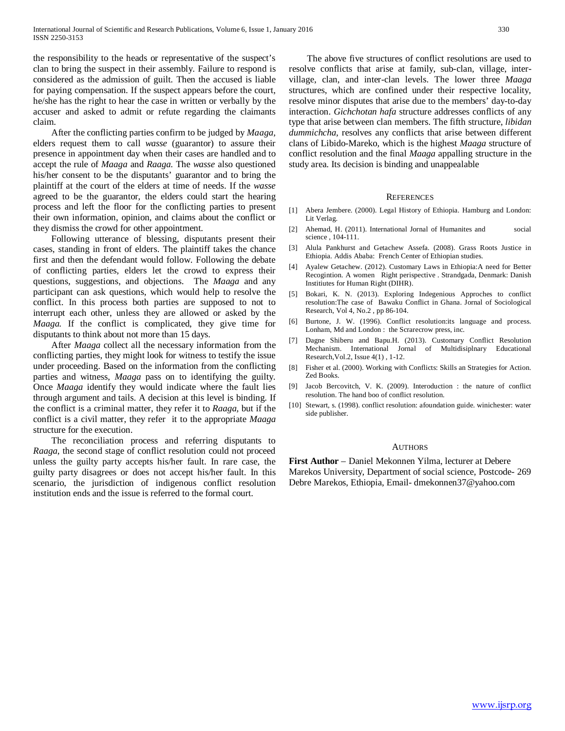the responsibility to the heads or representative of the suspect's clan to bring the suspect in their assembly. Failure to respond is considered as the admission of guilt. Then the accused is liable for paying compensation. If the suspect appears before the court, he/she has the right to hear the case in written or verbally by the accuser and asked to admit or refute regarding the claimants claim.

After the conflicting parties confirm to be judged by *Maaga*, elders request them to call *wasse* (guarantor) to assure their presence in appointment day when their cases are handled and to accept the rule of *Maaga* and *Raaga.* The *wasse* also questioned his/her consent to be the disputants' guarantor and to bring the plaintiff at the court of the elders at time of needs. If the *wasse* agreed to be the guarantor, the elders could start the hearing process and left the floor for the conflicting parties to present their own information, opinion, and claims about the conflict or they dismiss the crowd for other appointment.

Following utterance of blessing, disputants present their cases, standing in front of elders. The plaintiff takes the chance first and then the defendant would follow. Following the debate of conflicting parties, elders let the crowd to express their questions, suggestions, and objections. The *Maaga* and any participant can ask questions, which would help to resolve the conflict. In this process both parties are supposed to not to interrupt each other, unless they are allowed or asked by the *Maaga.* If the conflict is complicated, they give time for disputants to think about not more than 15 days.

After *Maaga* collect all the necessary information from the conflicting parties, they might look for witness to testify the issue under proceeding. Based on the information from the conflicting parties and witness, *Maaga* pass on to identifying the guilty. Once *Maaga* identify they would indicate where the fault lies through argument and tails. A decision at this level is binding. If the conflict is a criminal matter, they refer it to *Raaga,* but if the conflict is a civil matter, they refer it to the appropriate *Maaga* structure for the execution.

The reconciliation process and referring disputants to *Raaga*, the second stage of conflict resolution could not proceed unless the guilty party accepts his/her fault. In rare case, the guilty party disagrees or does not accept his/her fault. In this scenario, the jurisdiction of indigenous conflict resolution institution ends and the issue is referred to the formal court.

The above five structures of conflict resolutions are used to resolve conflicts that arise at family, sub-clan, village, inter-village, clan, and inter-clan levels. The lower three *Maaga* structures, which are confined under their respective locality, resolve minor disputes that arise due to the members' day-to-day interaction. *Gichchotan hafa* structure addresses conflicts of any type that arise between clan members. The fifth structure, *libidan dummichcha,* resolves any conflicts that arise between different clans of Libido-Mareko, which is the highest *Maaga* structure of conflict resolution and the final *Maaga* appalling structure in the study area. Its decision is binding and unappealable

## REFERENCES

[1] Abera Jembere. (2000). Legal History of Ethiopia. Hamburg and London: Lit Verlag.

[2] Ahemad, H. (2011). International Jornal of Humanites and social science , 104-111.

[3] Alula Pankhurst and Getachew Assefa. (2008). Grass Roots Justice in Ethiopia. Addis Ababa: French Center of Ethiopian studies.

[4] Ayalew Getachew. (2012). Customary Laws in Ethiopia:A need for Better Recogintion. A women Right perispective . Strandgada, Denmark: Danish Instit iutes for Human Right (DIHR).

[5] Bokari, K. N. (2013). Exploring Indegenious Approches to conflict resolution:The case of Bawaku Conflict in Ghana. Jornal of Sociological Research, Vol 4, No.2 , pp 86-104.

[6] Burtone, J. W. (1996). Conflict resolution:its language and process. Lonham, Md and London : the Scrarecrow press, inc.

[7] Dagne Shiberu and Bapu.H. (2013). Customary Conflict Resolution Mechanism. International Jornal of Multidisiplnary Educational Research,Vol.2, Issue 4(1) , 1-12.

[8] Fisher et al. (2000). Working with Conflicts: Skills an Strategies for Action. Zed Books.

[9] Jacob Bercovitch, V. K. (2009). Interoduction : the nature of conflict resolution. The hand boo of conflict resolution.

[10] Stewart, s. (1998). conflict resolution: afoundation guide. winichester: water side publisher.

## AUTHORS

**First Author** – Daniel Mekonnen Yilma, lecturer at Debere Marekos University, Department of social science, Postcode- 269 Debre Marekos, Ethiopia, Email- dmekonnen37@yahoo.com